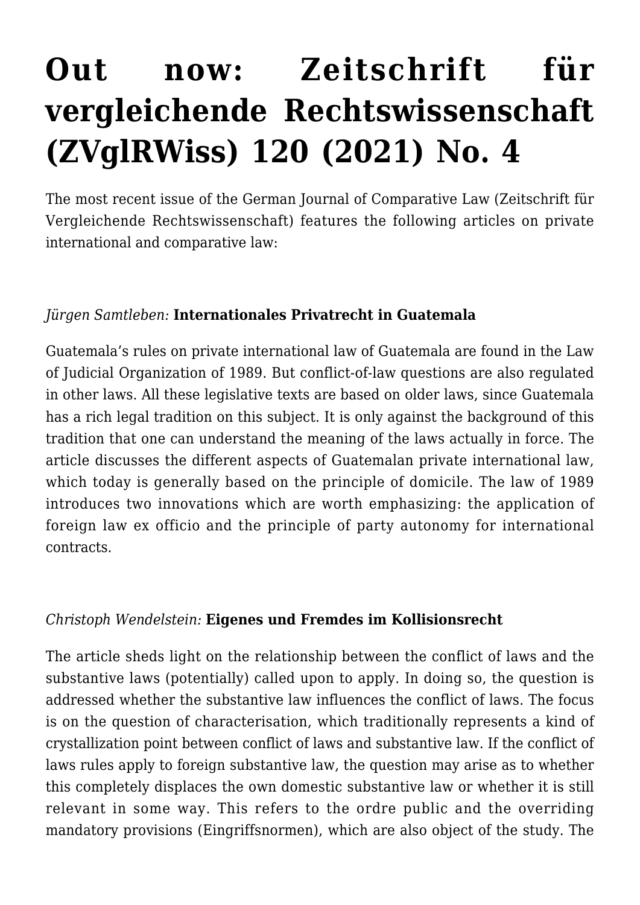# Out now: Zeitschrift für vergleichende Rechtswissenschaft (ZVglRWiss) 120 (2021) No. 4

The most recent issue of the German Journal of Comparative Law (Zeitschrift für Vergleichende Rechtswissenschaft) features the following articles on private international and comparative law:

*Jürgen Samtleben:* **Internationales Privatrecht in Guatemala**

Guatemala's rules on private international law of Guatemala are found in the Law of Judicial Organization of 1989. But conflict-of-law questions are also regulated in other laws. All these legislative texts are based on older laws, since Guatemala has a rich legal tradition on this subject. It is only against the background of this tradition that one can understand the meaning of the laws actually in force. The article discusses the different aspects of Guatemalan private international law, which today is generally based on the principle of domicile. The law of 1989 introduces two innovations which are worth emphasizing: the application of foreign law ex officio and the principle of party autonomy for international contracts.

*Christoph Wendelstein:* **Eigenes und Fremdes im Kollisionsrecht**

The article sheds light on the relationship between the conflict of laws and the substantive laws (potentially) called upon to apply. In doing so, the question is addressed whether the substantive law influences the conflict of laws. The focus is on the question of characterisation, which traditionally represents a kind of crystallization point between conflict of laws and substantive law. If the conflict of laws rules apply to foreign substantive law, the question may arise as to whether this completely displaces the own domestic substantive law or whether it is still relevant in some way. This refers to the ordre public and the overriding mandatory provisions (Eingriffsnormen), which are also object of the study. The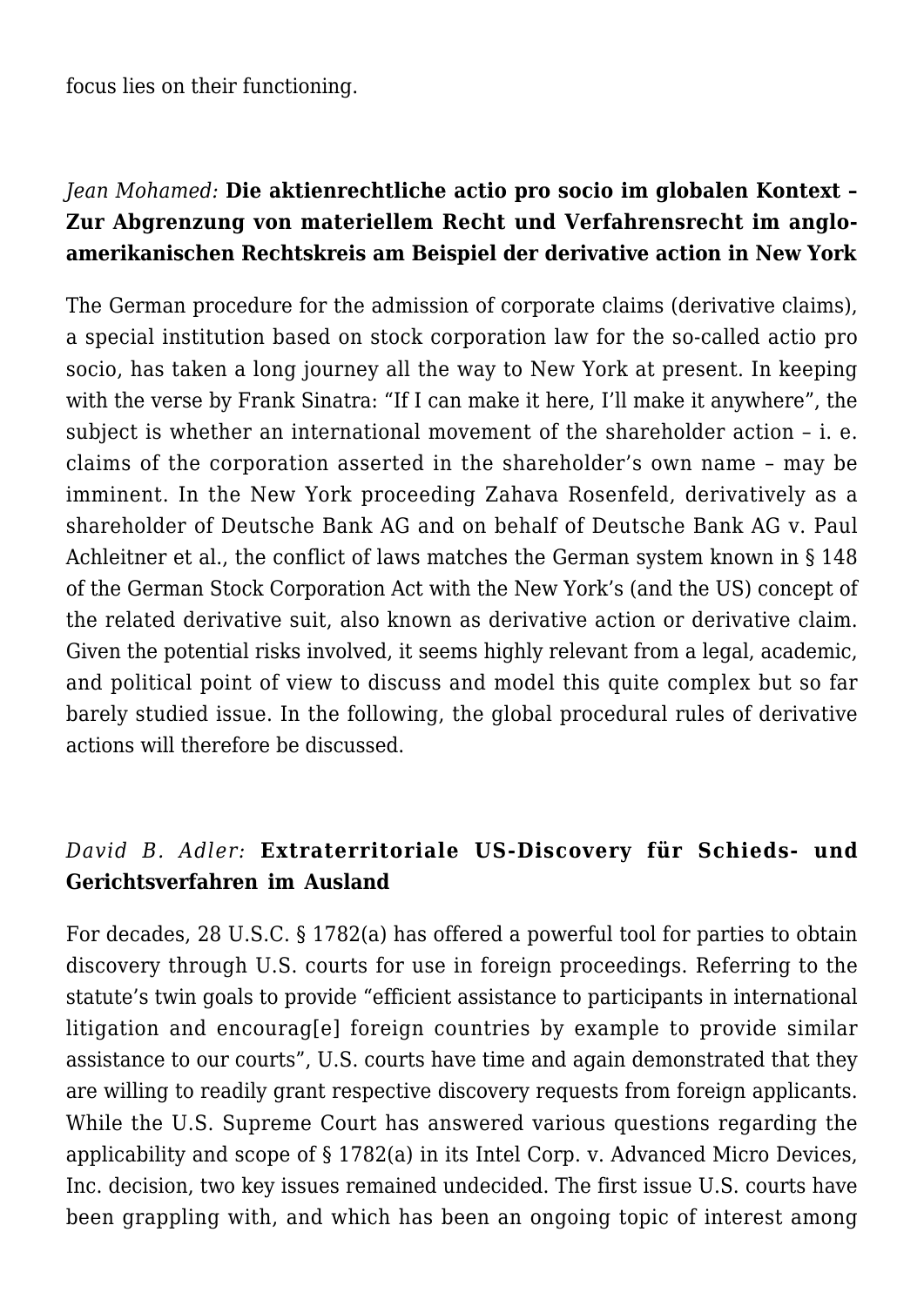focus lies on their functioning.

*Jean Mohamed:* **Die aktienrechtliche actio pro socio im globalen Kontext – Zur Abgrenzung von materiellem Recht und Verfahrensrecht im anglo-amerikanischen Rechtskreis am Beispiel der derivative action in New York**

The German procedure for the admission of corporate claims (derivative claims), a special institution based on stock corporation law for the so-called actio pro socio, has taken a long journey all the way to New York at present. In keeping with the verse by Frank Sinatra: "If I can make it here, I'll make it anywhere", the subject is whether an international movement of the shareholder action – i. e. claims of the corporation asserted in the shareholder's own name – may be imminent. In the New York proceeding Zahava Rosenfeld, derivatively as a shareholder of Deutsche Bank AG and on behalf of Deutsche Bank AG v. Paul Achleitner et al., the conflict of laws matches the German system known in § 148 of the German Stock Corporation Act with the New York's (and the US) concept of the related derivative suit, also known as derivative action or derivative claim. Given the potential risks involved, it seems highly relevant from a legal, academic, and political point of view to discuss and model this quite complex but so far barely studied issue. In the following, the global procedural rules of derivative actions will therefore be discussed.

*David B. Adler:* **Extraterritoriale US-Discovery für Schieds- und Gerichtsverfahren im Ausland**

For decades, 28 U.S.C. § 1782(a) has offered a powerful tool for parties to obtain discovery through U.S. courts for use in foreign proceedings. Referring to the statute's twin goals to provide "efficient assistance to participants in international litigation and encourag[e] foreign countries by example to provide similar assistance to our courts", U.S. courts have time and again demonstrated that they are willing to readily grant respective discovery requests from foreign applicants. While the U.S. Supreme Court has answered various questions regarding the applicability and scope of § 1782(a) in its Intel Corp. v. Advanced Micro Devices, Inc. decision, two key issues remained undecided. The first issue U.S. courts have been grappling with, and which has been an ongoing topic of interest among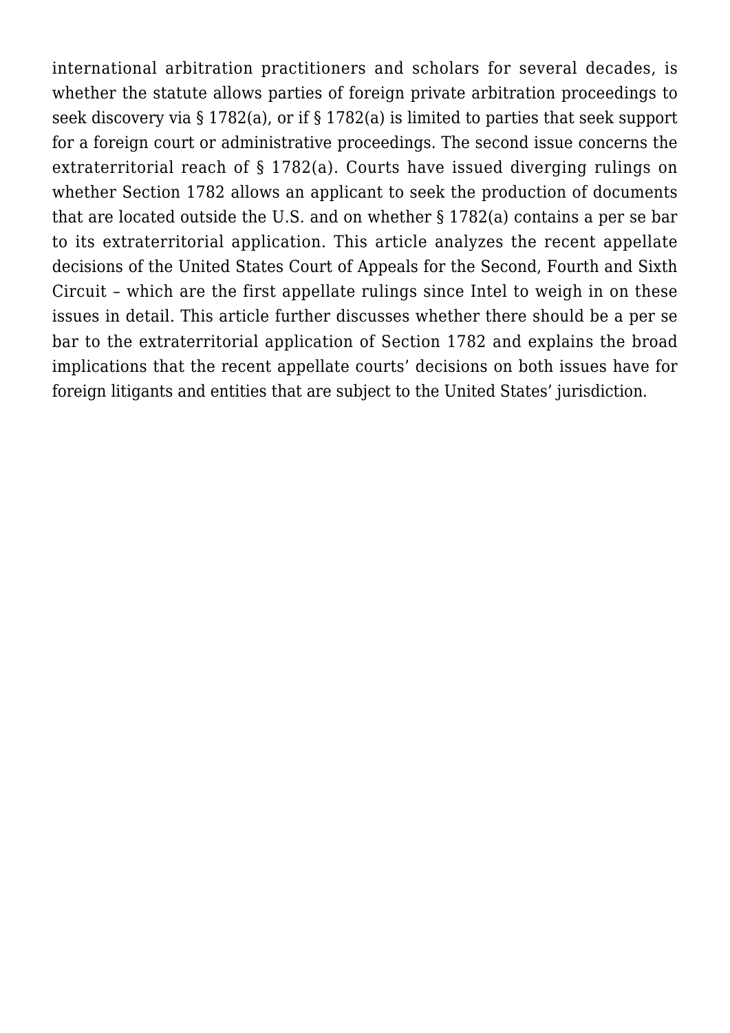international arbitration practitioners and scholars for several decades, is whether the statute allows parties of foreign private arbitration proceedings to seek discovery via § 1782(a), or if § 1782(a) is limited to parties that seek support for a foreign court or administrative proceedings. The second issue concerns the extraterritorial reach of § 1782(a). Courts have issued diverging rulings on whether Section 1782 allows an applicant to seek the production of documents that are located outside the U.S. and on whether § 1782(a) contains a per se bar to its extraterritorial application. This article analyzes the recent appellate decisions of the United States Court of Appeals for the Second, Fourth and Sixth Circuit – which are the first appellate rulings since Intel to weigh in on these issues in detail. This article further discusses whether there should be a per se bar to the extraterritorial application of Section 1782 and explains the broad implications that the recent appellate courts' decisions on both issues have for foreign litigants and entities that are subject to the United States' jurisdiction.